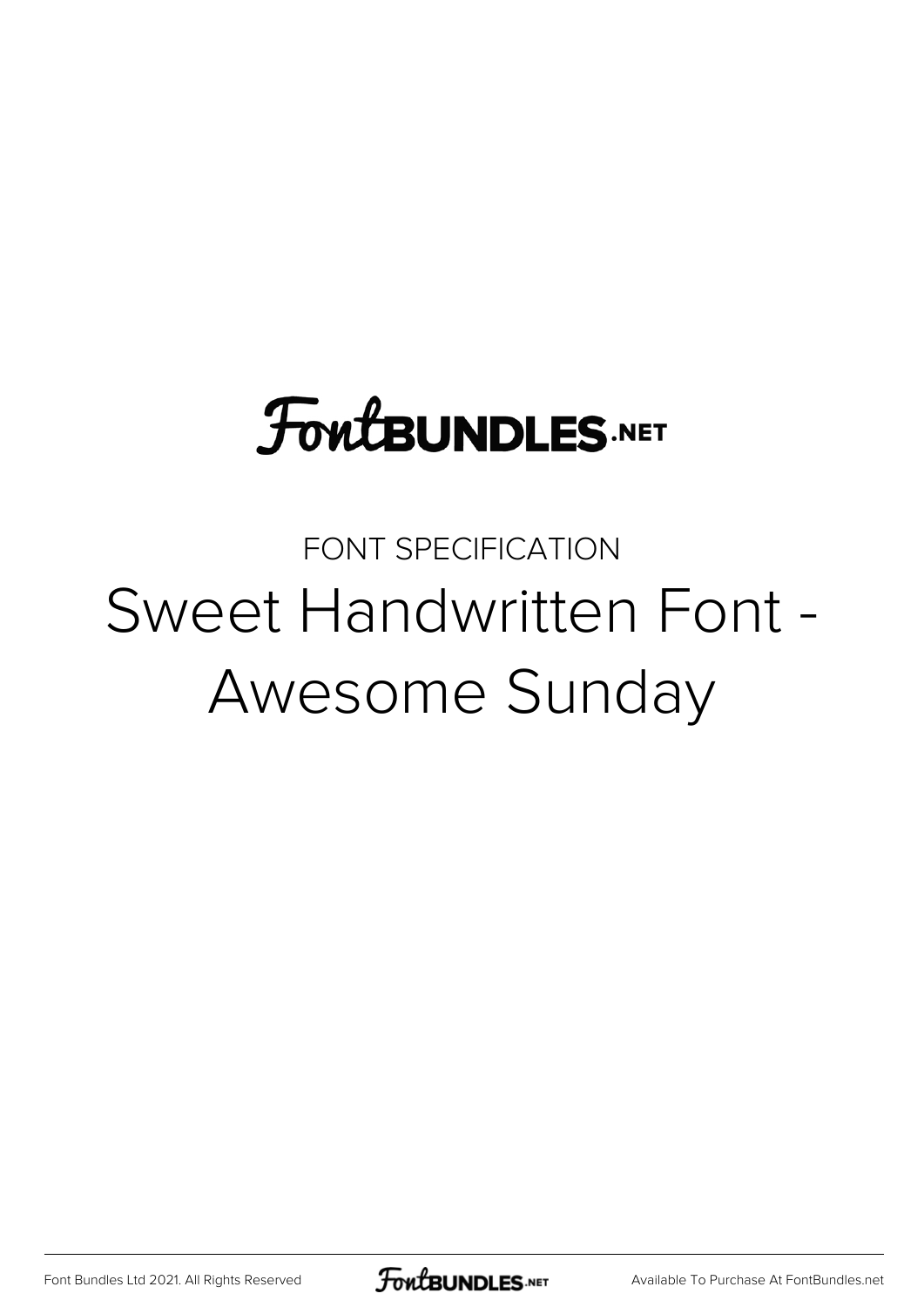FontBUNDLES.NET

FONT SPECIFICATION

# Sweet Handwritten Font - Awesome Sunday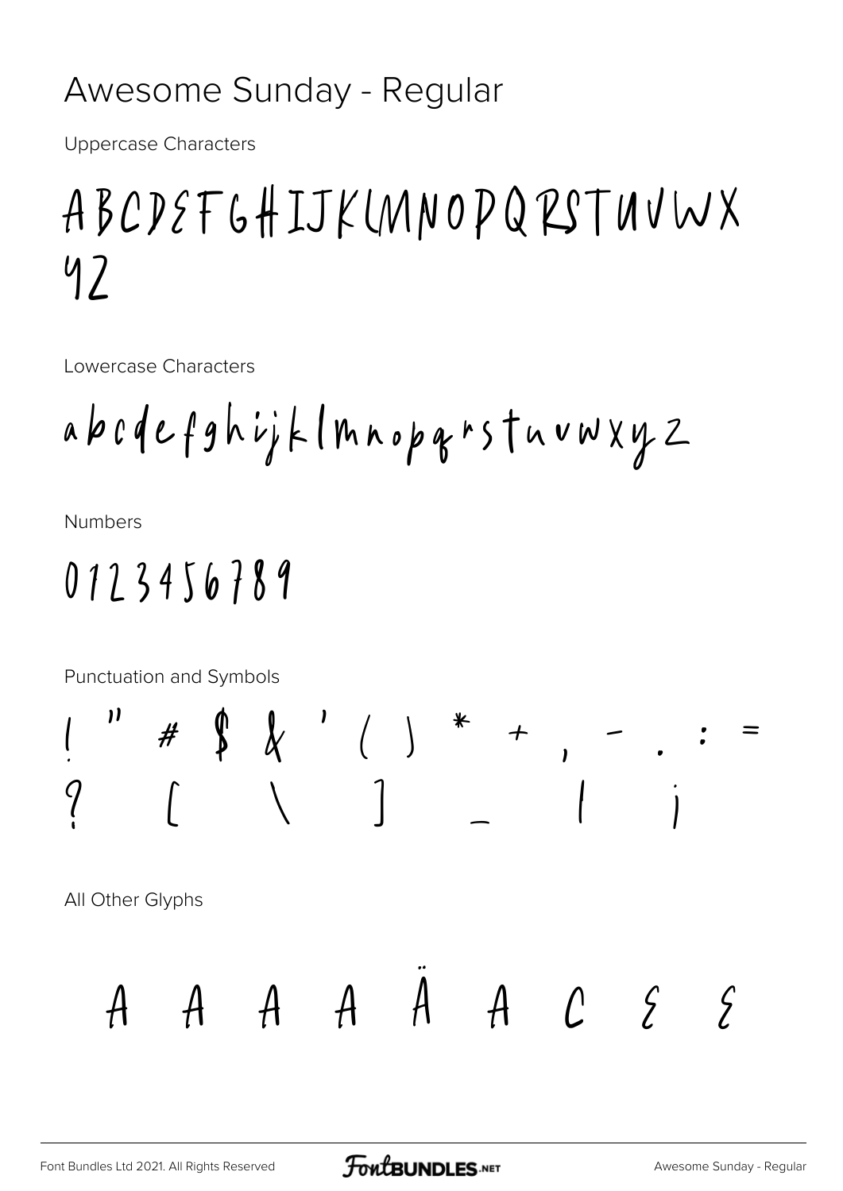# Awesome Sunday - Regular

Uppercase Characters

ABCDEFGHIJKLMNOPQRSTUVWX
YZ

Lowercase Characters

abcdefghijklmnopqrstuvwxyz

Numbers

0123456789

Punctuation and Symbols

! " # $ & ' ( ) * + , - . : =
? [ \ ] _ | ¡

All Other Glyphs

À Á Â Ã Ä Å Ç È É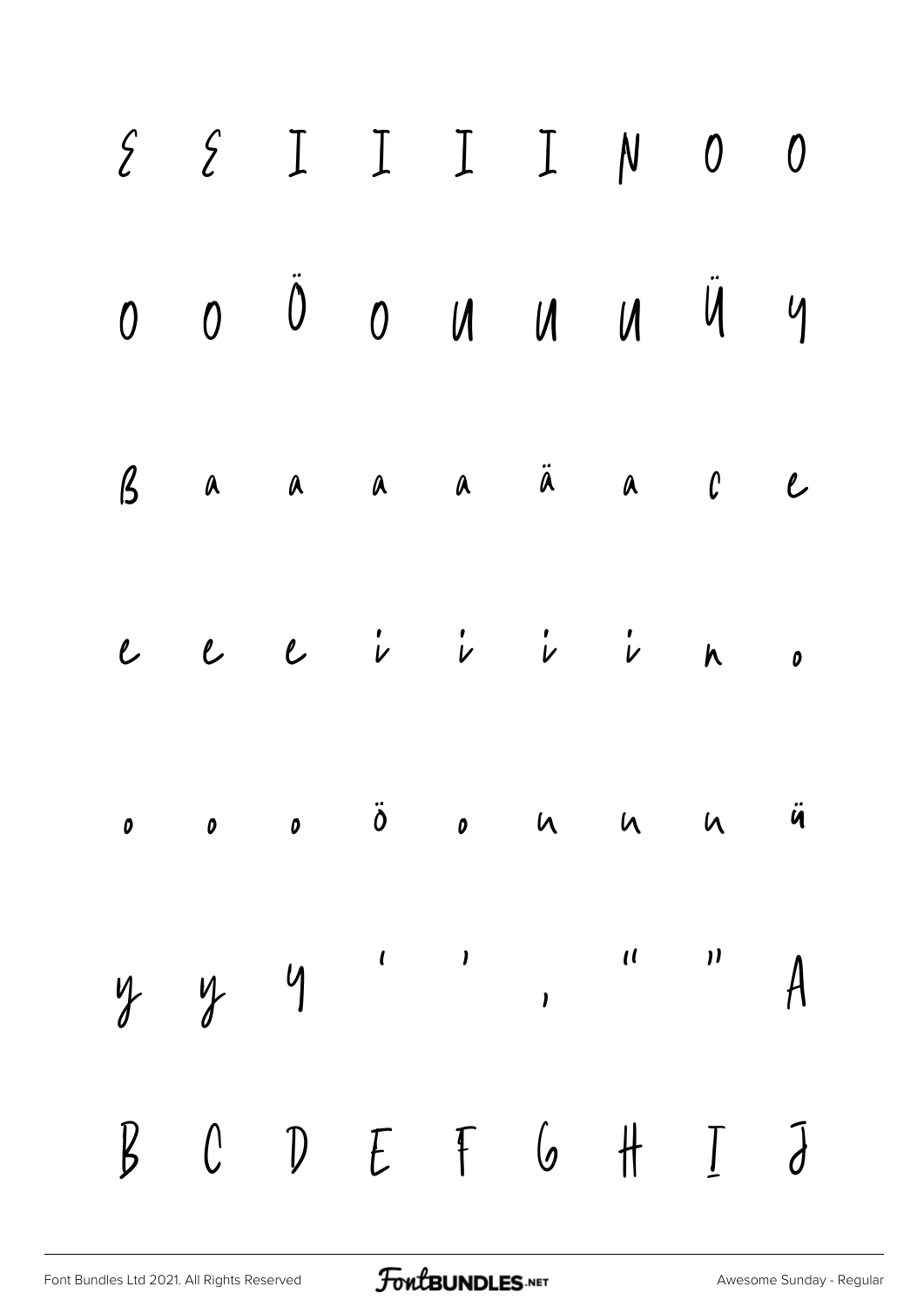E E I I I I N O O

O O Ö O U U U Ü Y

ß a a a a ä a c e

e e e i i i i n o

o o o ö o u u u ü

y y y ‘ ’ ‚ “ ” A

B C D E F G H I J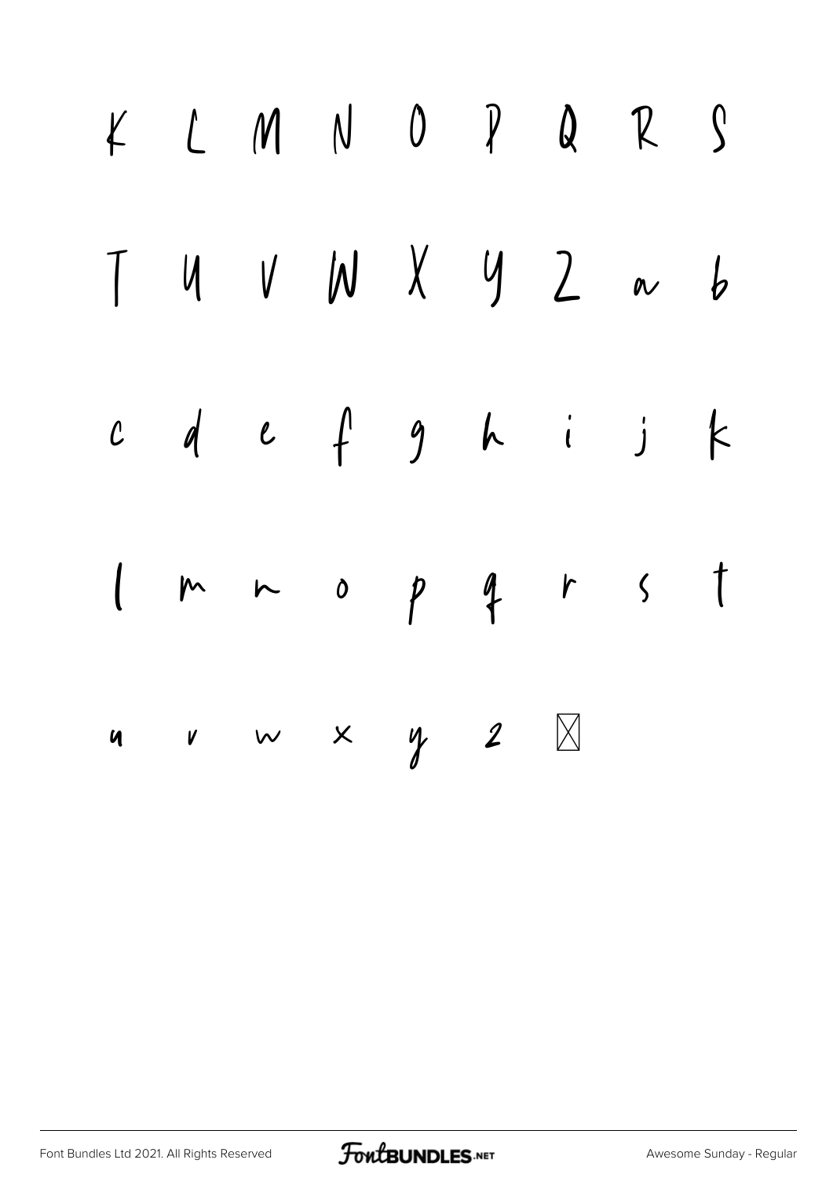K L M N O P Q R S

T U V W X Y Z a b

c d e f g h i j k

l m n o p q r s t

u v w x y z ☒